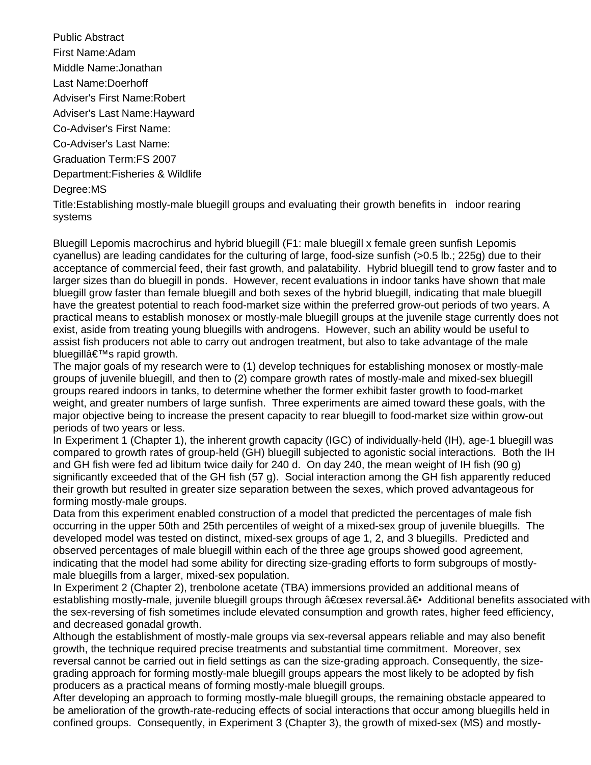Public Abstract

First Name:Adam

Middle Name:Jonathan

Last Name:Doerhoff

Adviser's First Name:Robert

Adviser's Last Name:Hayward

Co-Adviser's First Name:

Co-Adviser's Last Name:

Graduation Term:FS 2007

Department:Fisheries & Wildlife

Degree:MS

Title:Establishing mostly-male bluegill groups and evaluating their growth benefits in indoor rearing systems

Bluegill Lepomis macrochirus and hybrid bluegill (F1: male bluegill x female green sunfish Lepomis cyanellus) are leading candidates for the culturing of large, food-size sunfish (>0.5 lb.; 225g) due to their acceptance of commercial feed, their fast growth, and palatability. Hybrid bluegill tend to grow faster and to larger sizes than do bluegill in ponds. However, recent evaluations in indoor tanks have shown that male bluegill grow faster than female bluegill and both sexes of the hybrid bluegill, indicating that male bluegill have the greatest potential to reach food-market size within the preferred grow-out periods of two years. A practical means to establish monosex or mostly-male bluegill groups at the juvenile stage currently does not exist, aside from treating young bluegills with androgens. However, such an ability would be useful to assist fish producers not able to carry out androgen treatment, but also to take advantage of the male bluegillâ€™s rapid growth.

The major goals of my research were to (1) develop techniques for establishing monosex or mostly-male groups of juvenile bluegill, and then to (2) compare growth rates of mostly-male and mixed-sex bluegill groups reared indoors in tanks, to determine whether the former exhibit faster growth to food-market weight, and greater numbers of large sunfish. Three experiments are aimed toward these goals, with the major objective being to increase the present capacity to rear bluegill to food-market size within grow-out periods of two years or less.

In Experiment 1 (Chapter 1), the inherent growth capacity (IGC) of individually-held (IH), age-1 bluegill was compared to growth rates of group-held (GH) bluegill subjected to agonistic social interactions. Both the IH and GH fish were fed ad libitum twice daily for 240 d. On day 240, the mean weight of IH fish (90 g) significantly exceeded that of the GH fish (57 g). Social interaction among the GH fish apparently reduced their growth but resulted in greater size separation between the sexes, which proved advantageous for forming mostly-male groups.

Data from this experiment enabled construction of a model that predicted the percentages of male fish occurring in the upper 50th and 25th percentiles of weight of a mixed-sex group of juvenile bluegills. The developed model was tested on distinct, mixed-sex groups of age 1, 2, and 3 bluegills. Predicted and observed percentages of male bluegill within each of the three age groups showed good agreement, indicating that the model had some ability for directing size-grading efforts to form subgroups of mostly-male bluegills from a larger, mixed-sex population.

In Experiment 2 (Chapter 2), trenbolone acetate (TBA) immersions provided an additional means of establishing mostly-male, juvenile bluegill groups through â€œsex reversal.â€• Additional benefits associated with the sex-reversing of fish sometimes include elevated consumption and growth rates, higher feed efficiency, and decreased gonadal growth.

Although the establishment of mostly-male groups via sex-reversal appears reliable and may also benefit growth, the technique required precise treatments and substantial time commitment. Moreover, sex reversal cannot be carried out in field settings as can the size-grading approach. Consequently, the size-grading approach for forming mostly-male bluegill groups appears the most likely to be adopted by fish producers as a practical means of forming mostly-male bluegill groups.

After developing an approach to forming mostly-male bluegill groups, the remaining obstacle appeared to be amelioration of the growth-rate-reducing effects of social interactions that occur among bluegills held in confined groups. Consequently, in Experiment 3 (Chapter 3), the growth of mixed-sex (MS) and mostly-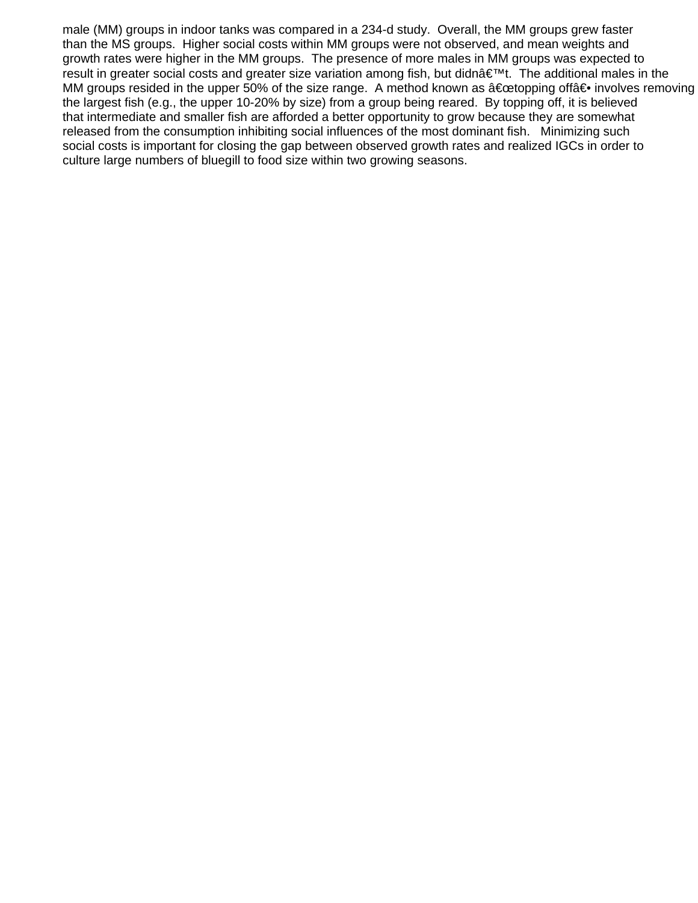male (MM) groups in indoor tanks was compared in a 234-d study. Overall, the MM groups grew faster than the MS groups. Higher social costs within MM groups were not observed, and mean weights and growth rates were higher in the MM groups. The presence of more males in MM groups was expected to result in greater social costs and greater size variation among fish, but didnâ€™t. The additional males in the MM groups resided in the upper 50% of the size range. A method known as â€œtopping offâ€• involves removing the largest fish (e.g., the upper 10-20% by size) from a group being reared. By topping off, it is believed that intermediate and smaller fish are afforded a better opportunity to grow because they are somewhat released from the consumption inhibiting social influences of the most dominant fish. Minimizing such social costs is important for closing the gap between observed growth rates and realized IGCs in order to culture large numbers of bluegill to food size within two growing seasons.